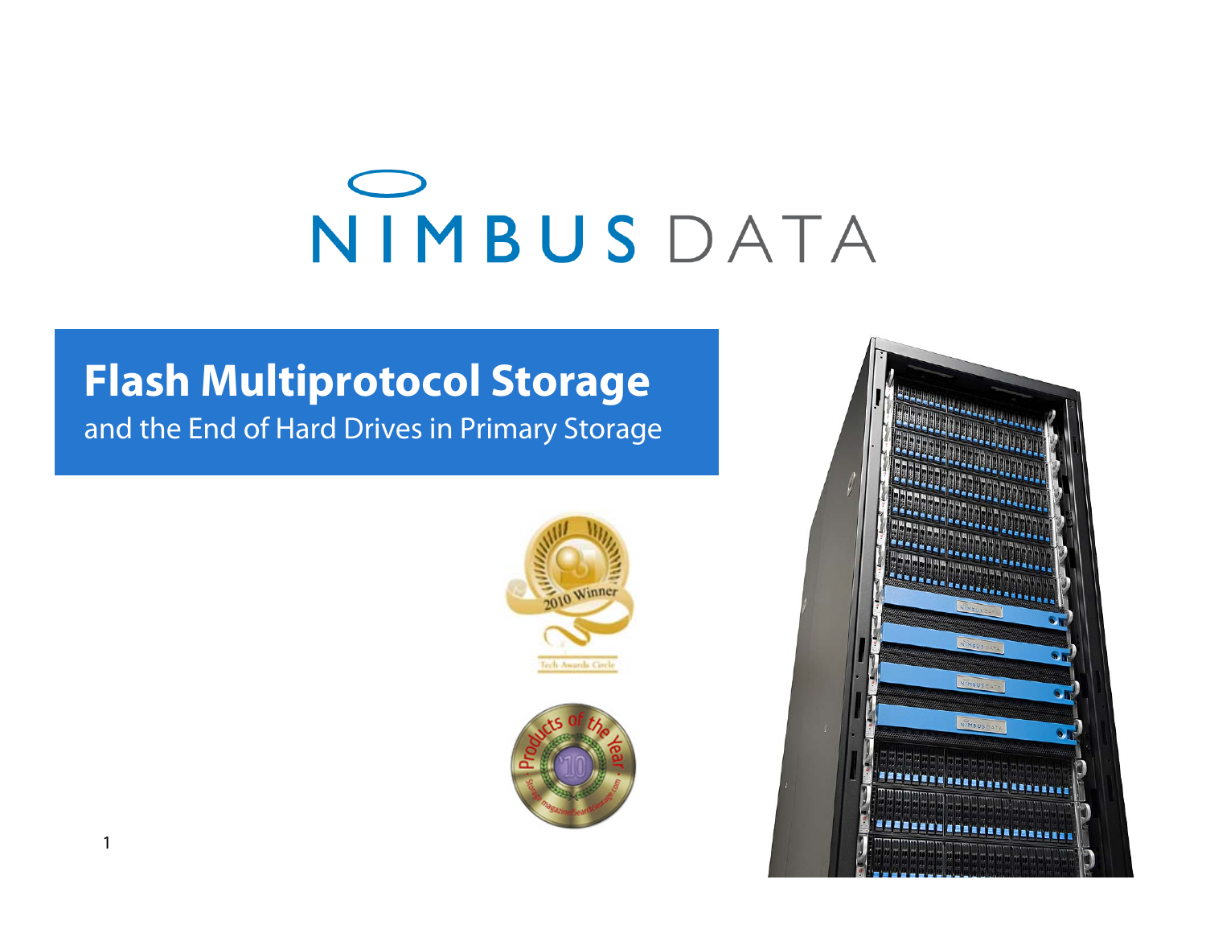# NIMBUS DATA

## Flash Multiprotocol Storage

and the End of Hard Drives in Primary Storage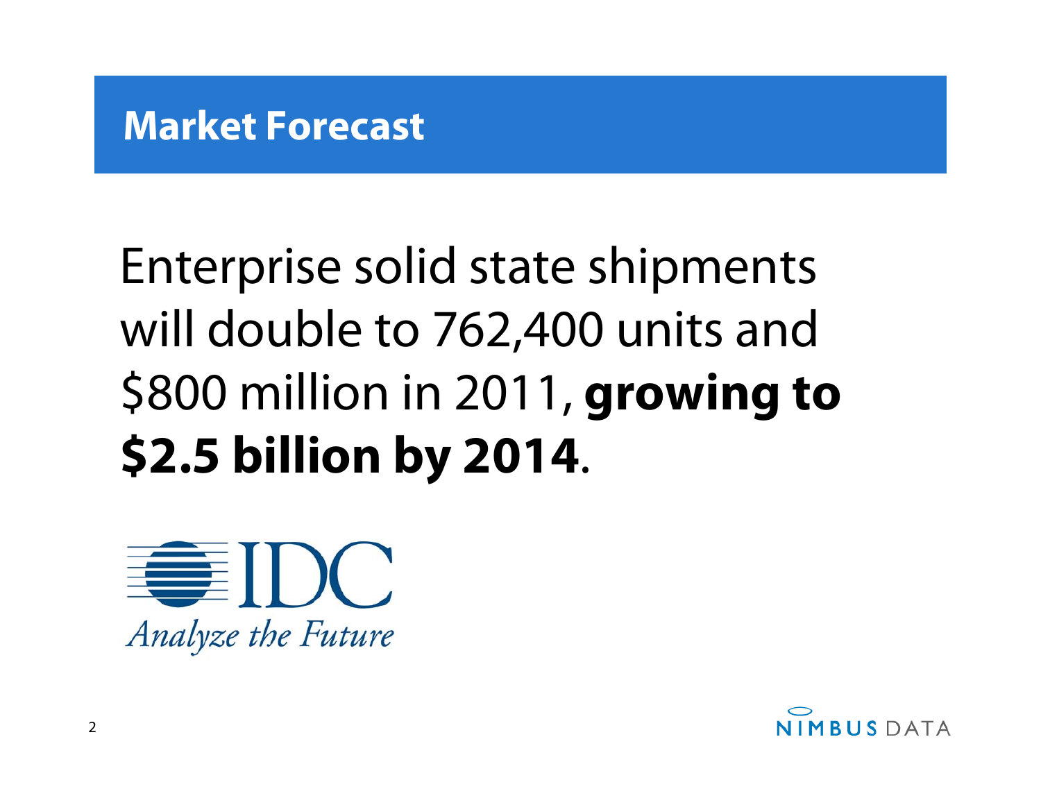## Market Forecast

Enterprise solid state shipments will double to 762,400 units and $800 million in 2011, **growing to $2.5 billion by 2014**.

IDC

*Analyze the Future*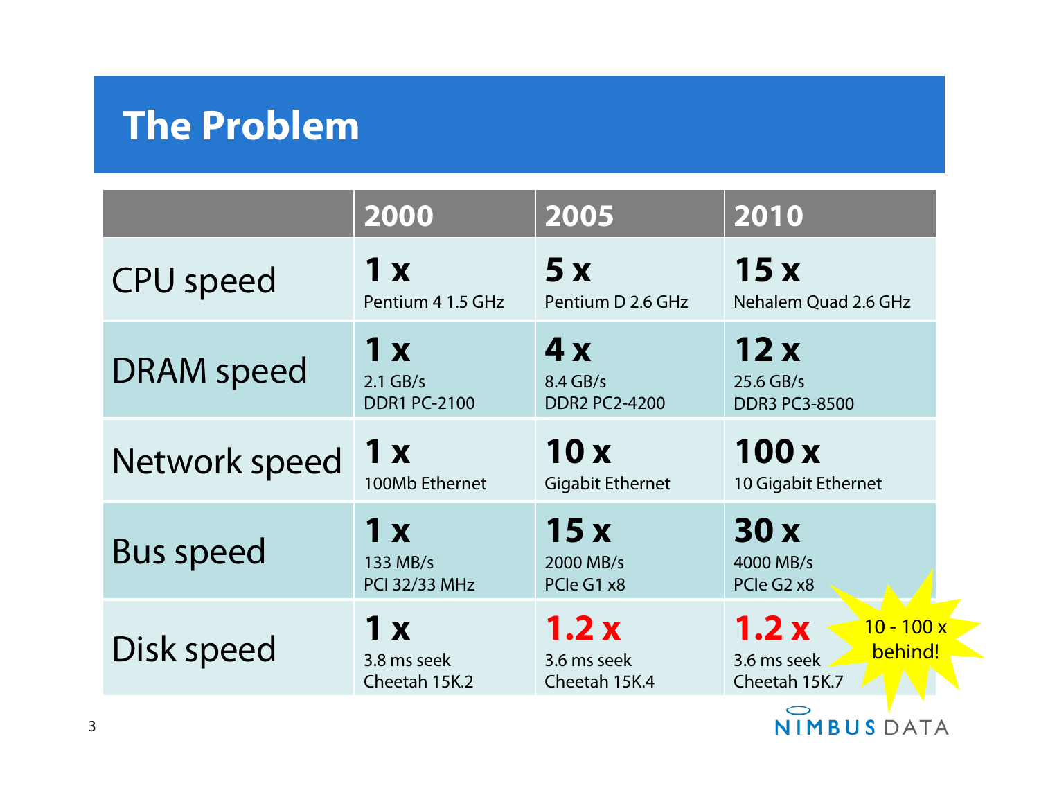# The Problem

| | 2000 | 2005 | 2010 |
|---|---|---|---|
| CPU speed | **1 x** Pentium 4 1.5 GHz | **5 x** Pentium D 2.6 GHz | **15 x** Nehalem Quad 2.6 GHz |
| DRAM speed | **1 x** 2.1 GB/s DDR1 PC-2100 | **4 x** 8.4 GB/s DDR2 PC2-4200 | **12 x** 25.6 GB/s DDR3 PC3-8500 |
| Network speed | **1 x** 100Mb Ethernet | **10 x** Gigabit Ethernet | **100 x** 10 Gigabit Ethernet |
| Bus speed | **1 x** 133 MB/s PCI 32/33 MHz | **15 x** 2000 MB/s PCIe G1 x8 | **30 x** 4000 MB/s PCIe G2 x8 |
| Disk speed | **1 x** 3.8 ms seek Cheetah 15K.2 | **1.2 x** 3.6 ms seek Cheetah 15K.4 | **1.2 x** 3.6 ms seek Cheetah 15K.7 |

10 - 100 x behind!

NIMBUS DATA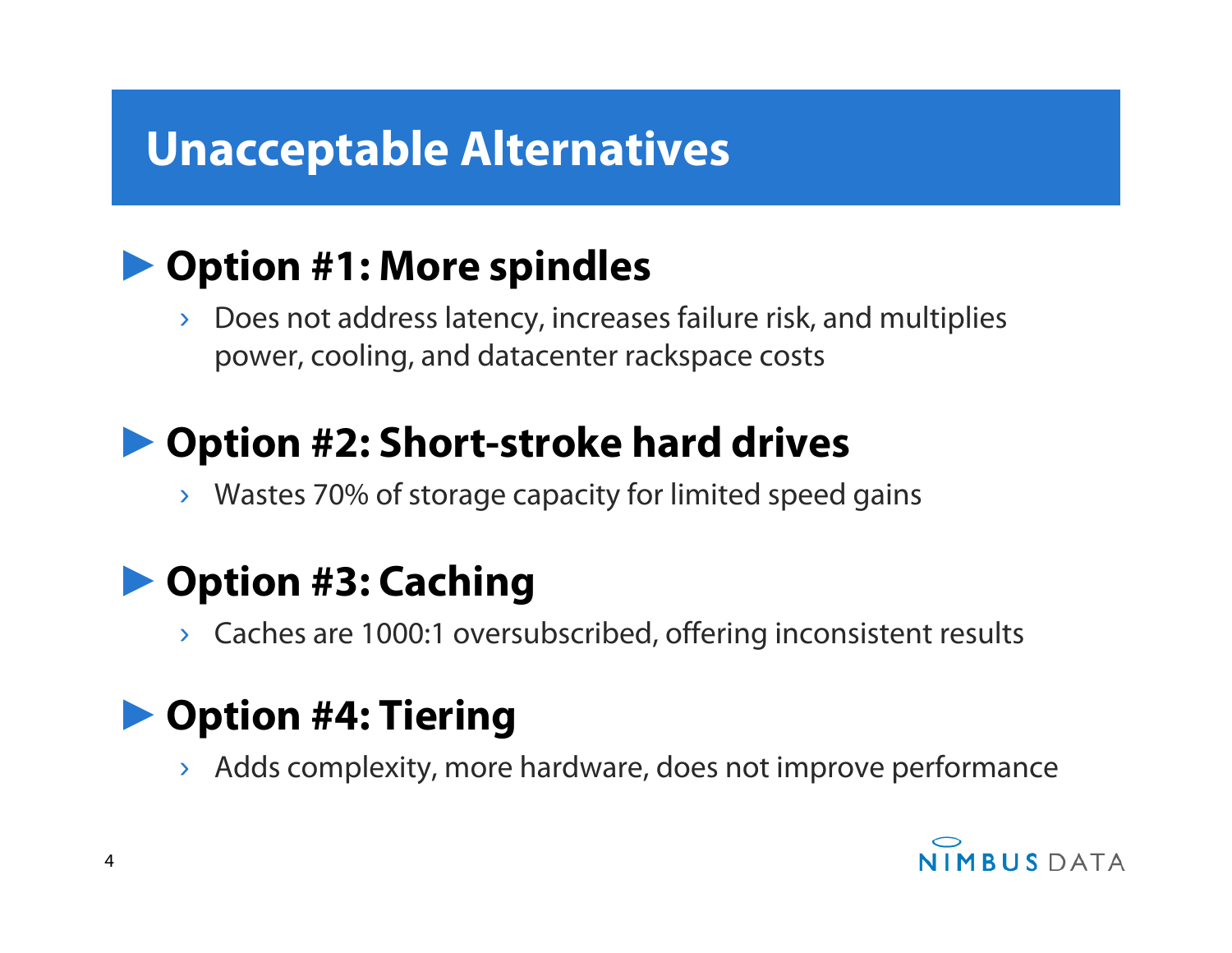# Unacceptable Alternatives

## Option #1: More spindles

- Does not address latency, increases failure risk, and multiplies power, cooling, and datacenter rackspace costs

## Option #2: Short-stroke hard drives

- Wastes 70% of storage capacity for limited speed gains

## Option #3: Caching

- Caches are 1000:1 oversubscribed, offering inconsistent results

## Option #4: Tiering

- Adds complexity, more hardware, does not improve performance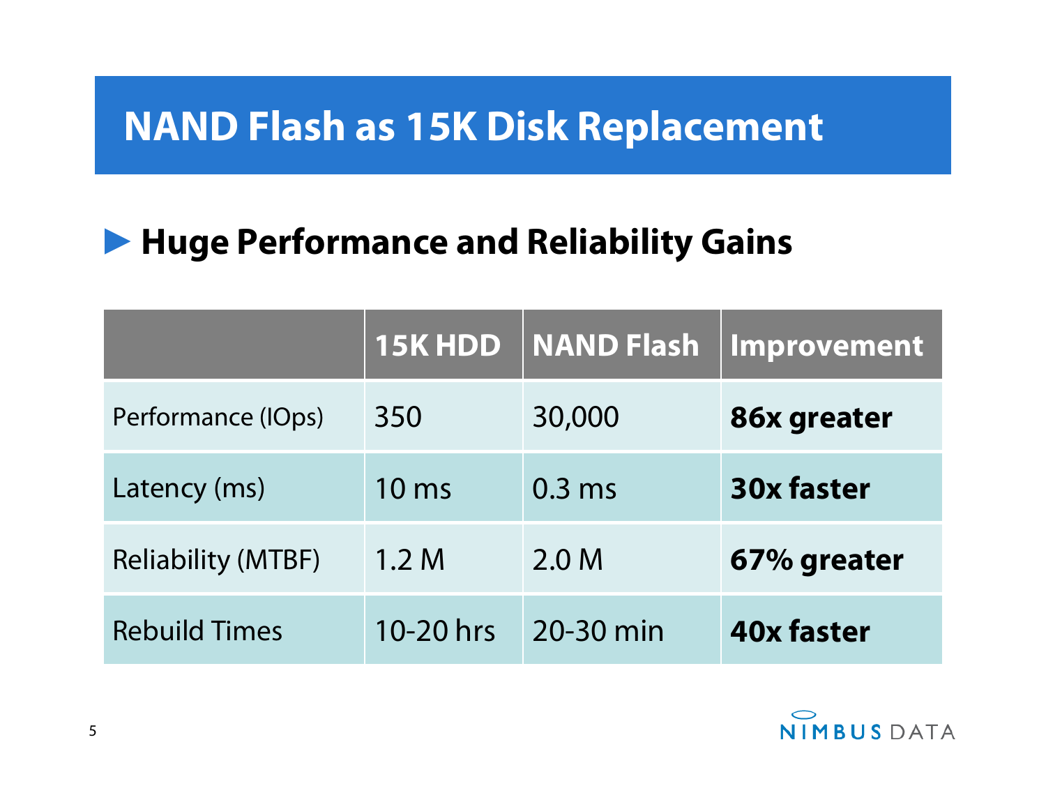# NAND Flash as 15K Disk Replacement

## ▶ Huge Performance and Reliability Gains

| | 15K HDD | NAND Flash | Improvement |
|---|---|---|---|
| Performance (IOps) | 350 | 30,000 | **86x greater** |
| Latency (ms) | 10 ms | 0.3 ms | **30x faster** |
| Reliability (MTBF) | 1.2 M | 2.0 M | **67% greater** |
| Rebuild Times | 10-20 hrs | 20-30 min | **40x faster** |

NIMBUS DATA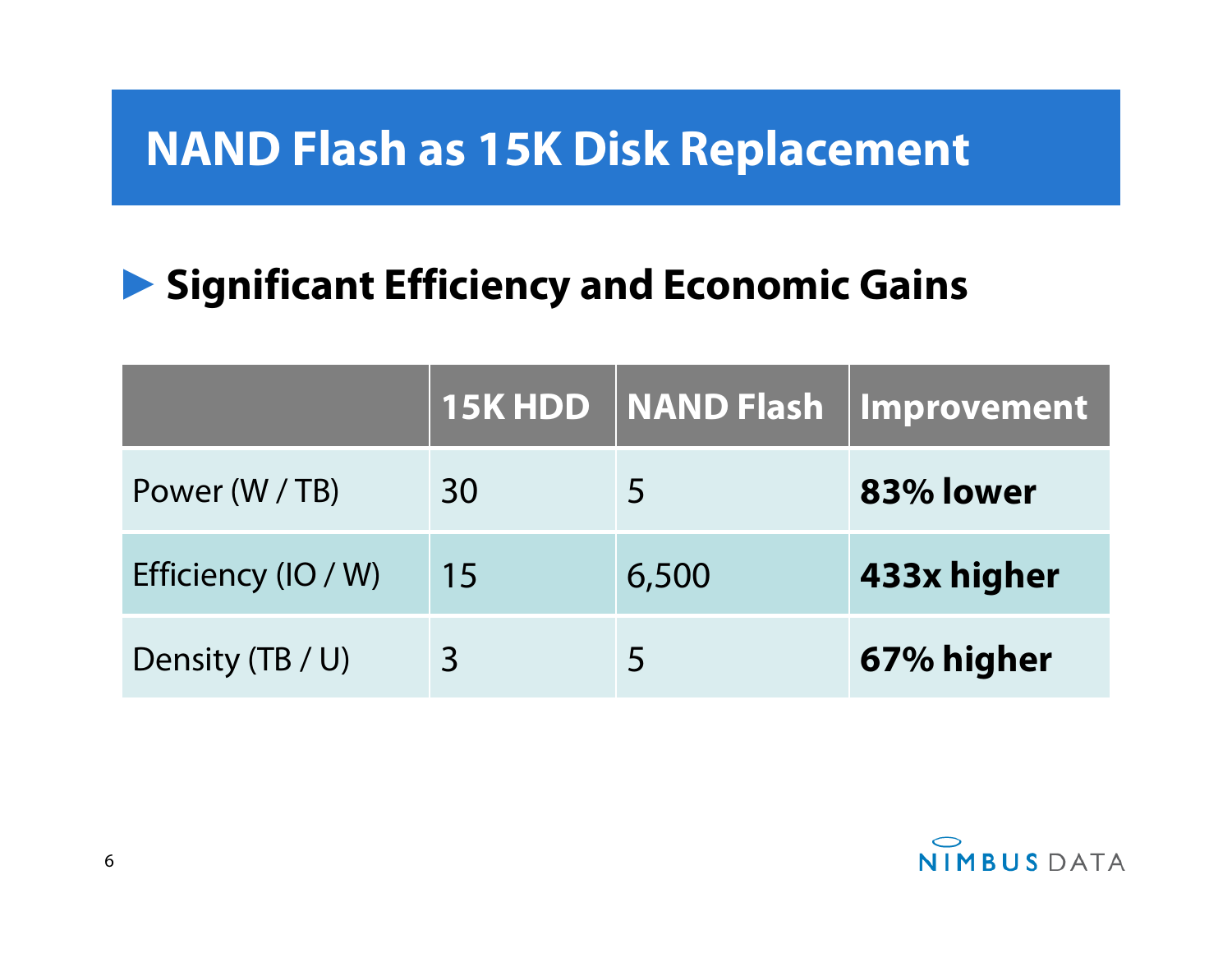# NAND Flash as 15K Disk Replacement

## ▶ Significant Efficiency and Economic Gains

| | 15K HDD | NAND Flash | Improvement |
|---|---|---|---|
| Power (W / TB) | 30 | 5 | **83% lower** |
| Efficiency (IO / W) | 15 | 6,500 | **433x higher** |
| Density (TB / U) | 3 | 5 | **67% higher** |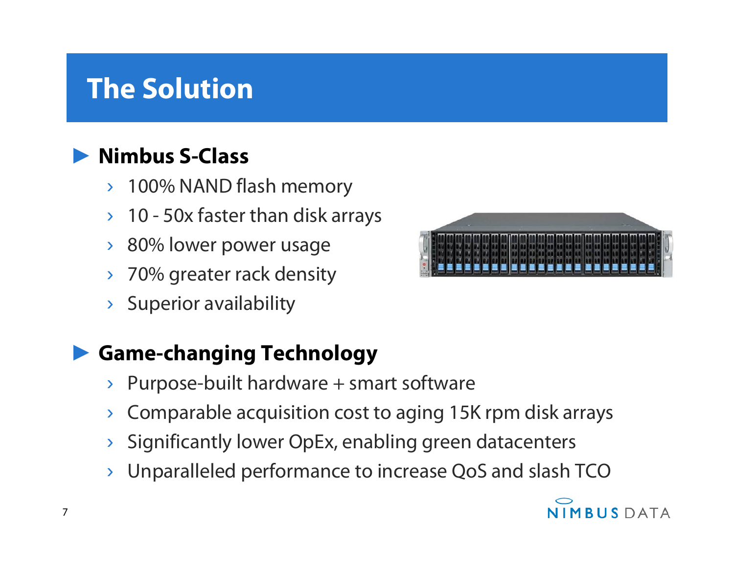# The Solution

## Nimbus S-Class

- 100% NAND flash memory
- 10 - 50x faster than disk arrays
- 80% lower power usage
- 70% greater rack density
- Superior availability

## Game-changing Technology

- Purpose-built hardware + smart software
- Comparable acquisition cost to aging 15K rpm disk arrays
- Significantly lower OpEx, enabling green datacenters
- Unparalleled performance to increase QoS and slash TCO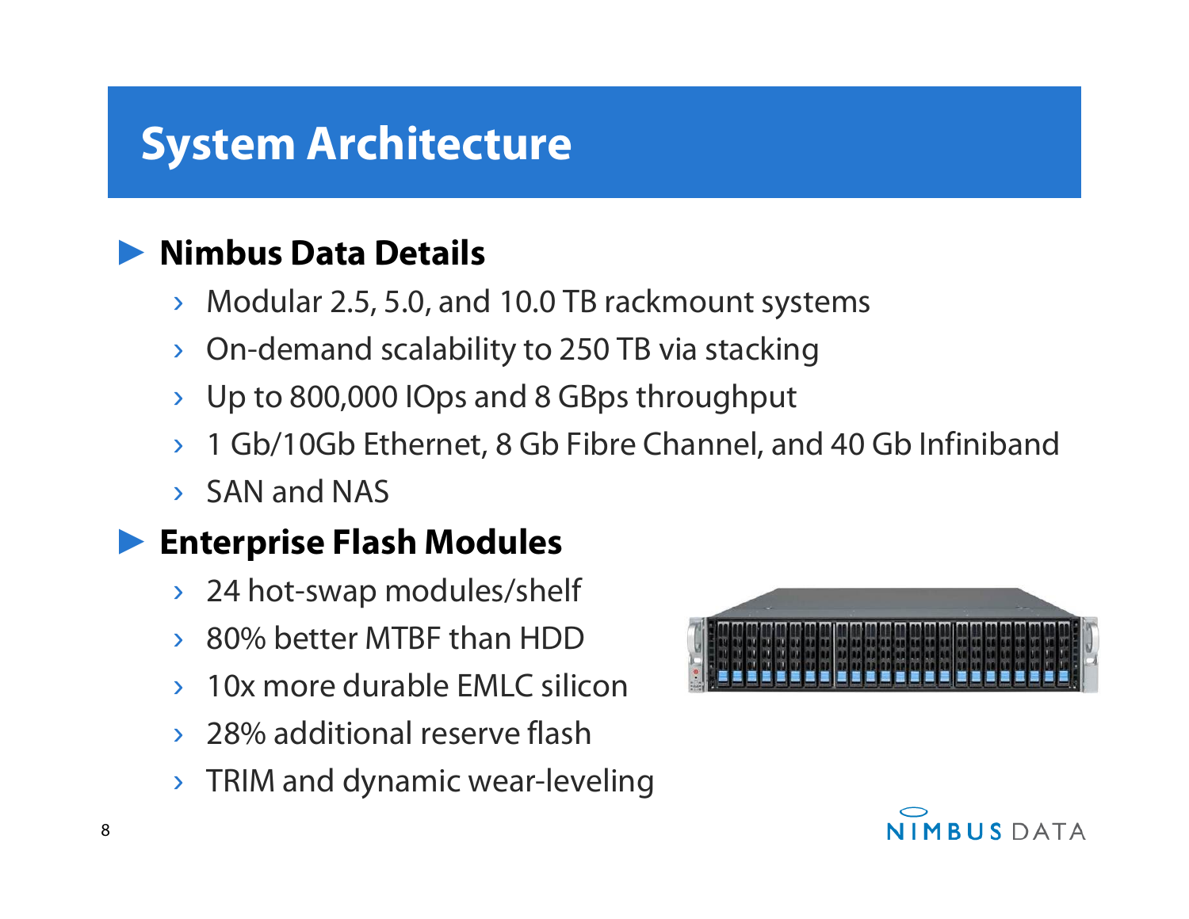# System Architecture

## Nimbus Data Details

- Modular 2.5, 5.0, and 10.0 TB rackmount systems
- On-demand scalability to 250 TB via stacking
- Up to 800,000 IOps and 8 GBps throughput
- 1 Gb/10Gb Ethernet, 8 Gb Fibre Channel, and 40 Gb Infiniband
- SAN and NAS

## Enterprise Flash Modules

- 24 hot-swap modules/shelf
- 80% better MTBF than HDD
- 10x more durable EMLC silicon
- 28% additional reserve flash
- TRIM and dynamic wear-leveling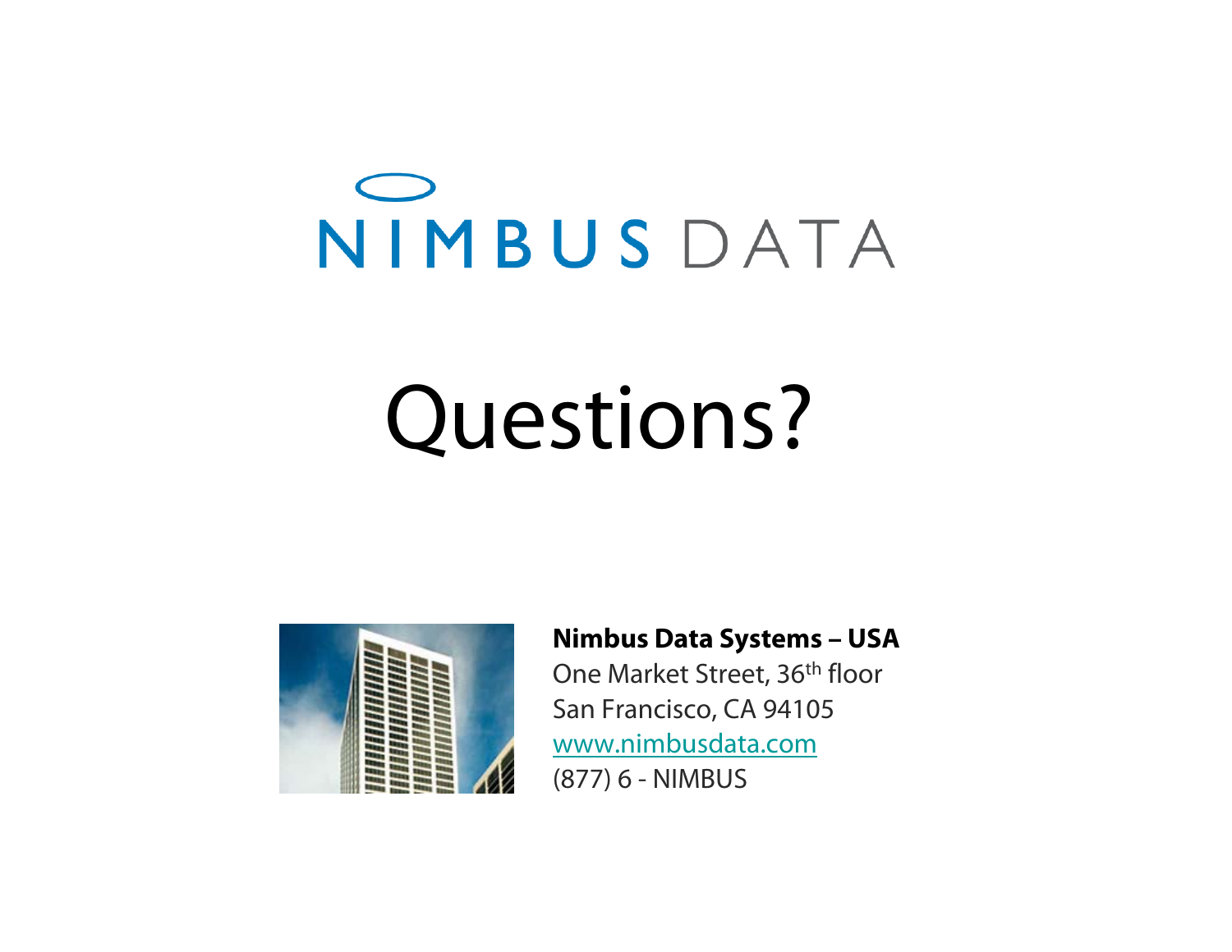NIMBUS DATA

# Questions?

**Nimbus Data Systems – USA**
One Market Street, 36th floor
San Francisco, CA 94105
www.nimbusdata.com
(877) 6 - NIMBUS